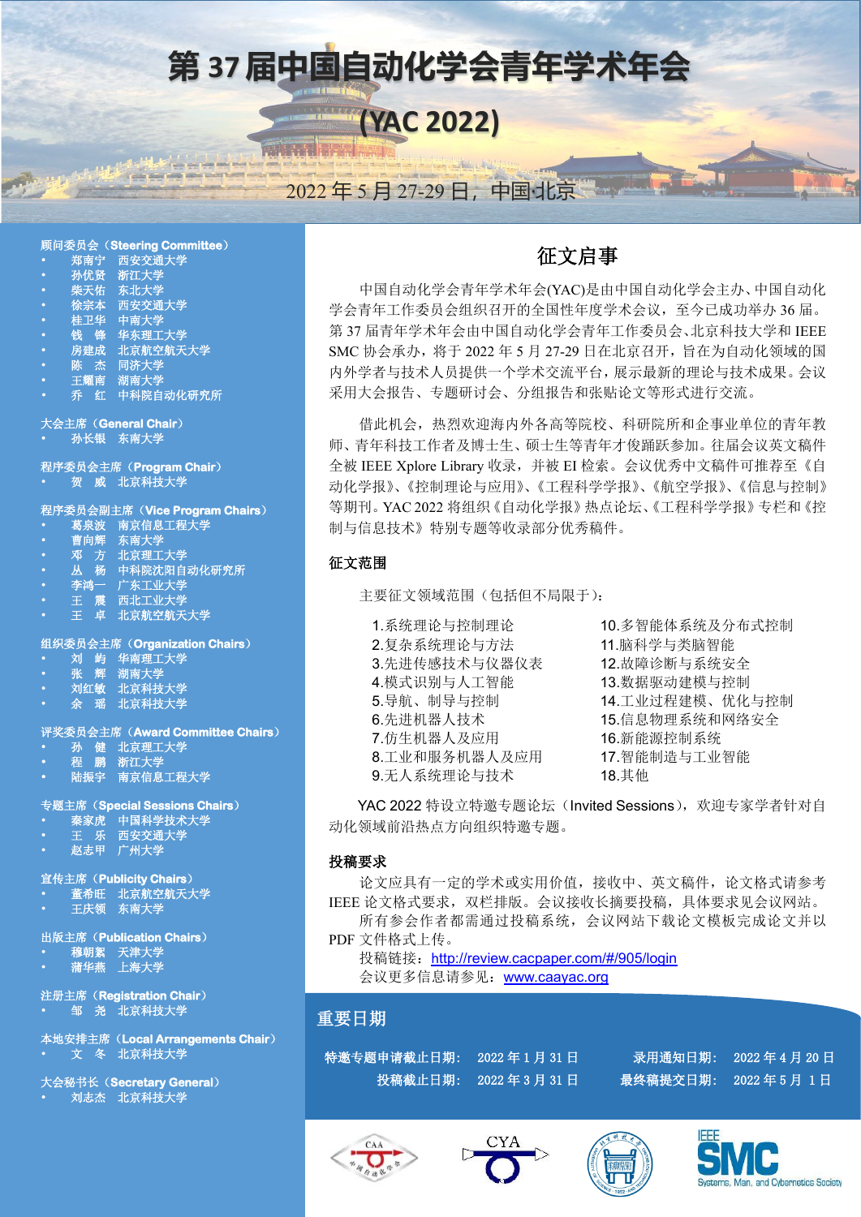# 第 37 届中国自动化学会青年学术年会

# (YAC 2022)

2022 年 5 月 27-29 日，中国北京

## 征文启事

中国自动化学会青年学术年会(YAC)是由中国自动化学会主办、中国自动化学会青年工作委员会组织召开的全国性年度学术会议，至今已成功举办 36 届。第 37 届青年学术年会由中国自动化学会青年工作委员会、北京科技大学和 IEEE SMC 协会承办，将于 2022 年 5 月 27-29 日在北京召开，旨在为自动化领域的国内外学者与技术人员提供一个学术交流平台，展示最新的理论与技术成果。会议采用大会报告、专题研讨会、分组报告和张贴论文等形式进行交流。

借此机会，热烈欢迎海内外各高等院校、科研院所和企事业单位的青年教师、青年科技工作者及博士生、硕士生等青年才俊踊跃参加。往届会议英文稿件全被 IEEE Xplore Library 收录，并被 EI 检索。会议优秀中文稿件可推荐至《自动化学报》、《控制理论与应用》、《工程科学学报》、《航空学报》、《信息与控制》等期刊。YAC 2022 将组织《自动化学报》热点论坛、《工程科学学报》专栏和《控制与信息技术》特别专题等收录部分优秀稿件。

### 征文范围

主要征文领域范围（包括但不局限于）：

1.系统理论与控制理论
2.复杂系统理论与方法
3.先进传感技术与仪器仪表
4.模式识别与人工智能
5.导航、制导与控制
6.先进机器人技术
7.仿生机器人及应用
8.工业和服务机器人及应用
9.无人系统理论与技术
10.多智能体系统及分布式控制
11.脑科学与类脑智能
12.故障诊断与系统安全
13.数据驱动建模与控制
14.工业过程建模、优化与控制
15.信息物理系统和网络安全
16.新能源控制系统
17.智能制造与工业智能
18.其他

YAC 2022 特设立特邀专题论坛（Invited Sessions），欢迎专家学者针对自动化领域前沿热点方向组织特邀专题。

### 投稿要求

论文应具有一定的学术或实用价值，接收中、英文稿件，论文格式请参考 IEEE 论文格式要求，双栏排版。会议接收长摘要投稿，具体要求见会议网站。

所有参会作者都需通过投稿系统，会议网站下载论文模板完成论文并以 PDF 文件格式上传。

投稿链接：http://review.cacpaper.com/#/905/login

会议更多信息请参见：www.caayac.org

### 重要日期

特邀专题申请截止日期： 2022 年 1 月 31 日
投稿截止日期： 2022 年 3 月 31 日
录用通知日期： 2022 年 4 月 20 日
最终稿提交日期： 2022 年 5 月 1 日

**顾问委员会（Steering Committee）**
- 郑南宁 西安交通大学
- 孙优贤 浙江大学
- 柴天佑 东北大学
- 徐宗本 西安交通大学
- 桂卫华 中南大学
- 钱 锋 华东理工大学
- 房建成 北京航空航天大学
- 陈 杰 同济大学
- 王耀南 湖南大学
- 乔 红 中科院自动化研究所

**大会主席（General Chair）**
- 孙长银 东南大学

**程序委员会主席（Program Chair）**
- 贺 威 北京科技大学

**程序委员会副主席（Vice Program Chairs）**
- 葛泉波 南京信息工程大学
- 曹向辉 东南大学
- 邓 方 北京理工大学
- 丛 杨 中科院沈阳自动化研究所
- 李鸿一 广东工业大学
- 王 震 西北工业大学
- 王 卓 北京航空航天大学

**组织委员会主席（Organization Chairs）**
- 刘 屿 华南理工大学
- 张 辉 湖南大学
- 刘红敏 北京科技大学
- 余 瑶 北京科技大学

**评奖委员会主席（Award Committee Chairs）**
- 孙 健 北京理工大学
- 程 鹏 浙江大学
- 陆振宇 南京信息工程大学

**专题主席（Special Sessions Chairs）**
- 秦家虎 中国科学技术大学
- 王 乐 西安交通大学
- 赵志甲 广州大学

**宣传主席（Publicity Chairs）**
- 董希旺 北京航空航天大学
- 王庆领 东南大学

**出版主席（Publication Chairs）**
- 穆朝絮 天津大学
- 蒲华燕 上海大学

**注册主席（Registration Chair）**
- 邹 尧 北京科技大学

**本地安排主席（Local Arrangements Chair）**
- 文 冬 北京科技大学

**大会秘书长（Secretary General）**
- 刘志杰 北京科技大学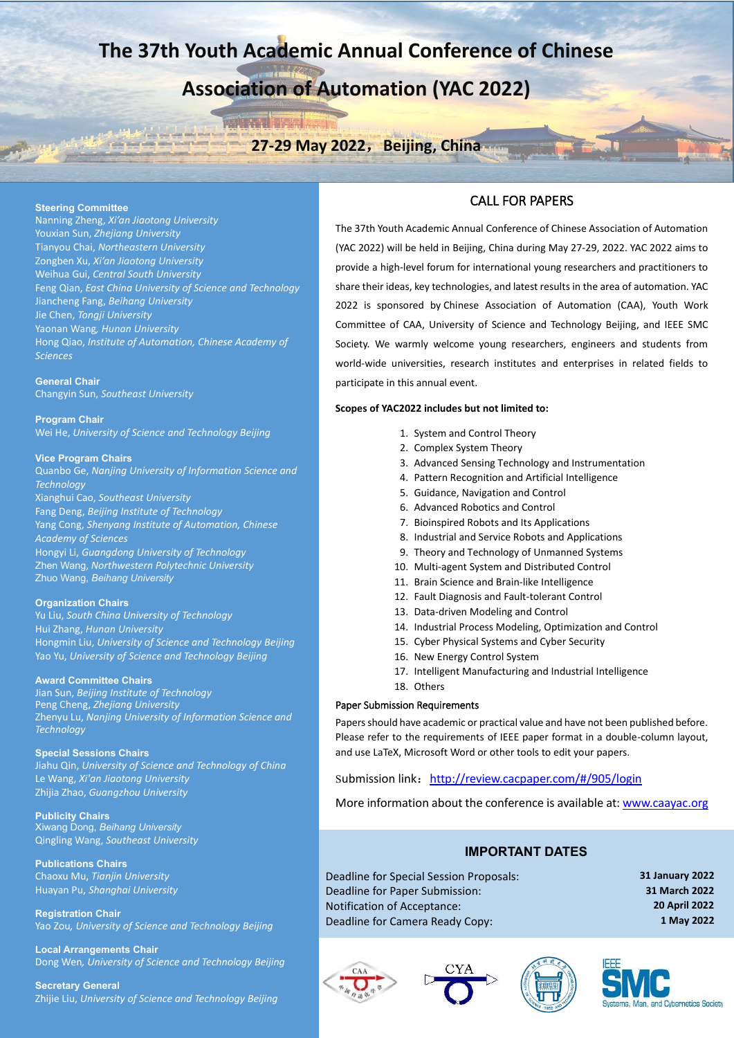# The 37th Youth Academic Annual Conference of Chinese Association of Automation (YAC 2022)

## 27-29 May 2022，Beijing, China

**Steering Committee**
Nanning Zheng, *Xi'an Jiaotong University*
Youxian Sun, *Zhejiang University*
Tianyou Chai, *Northeastern University*
Zongben Xu, *Xi'an Jiaotong University*
Weihua Gui, *Central South University*
Feng Qian, *East China University of Science and Technology*
Jiancheng Fang, *Beihang University*
Jie Chen, *Tongji University*
Yaonan Wang, *Hunan University*
Hong Qiao, *Institute of Automation, Chinese Academy of Sciences*

**General Chair**
Changyin Sun, *Southeast University*

**Program Chair**
Wei He, *University of Science and Technology Beijing*

**Vice Program Chairs**
Quanbo Ge, *Nanjing University of Information Science and Technology*
Xianghui Cao, *Southeast University*
Fang Deng, *Beijing Institute of Technology*
Yang Cong, *Shenyang Institute of Automation, Chinese Academy of Sciences*
Hongyi Li, *Guangdong University of Technology*
Zhen Wang, *Northwestern Polytechnic University*
Zhuo Wang, *Beihang University*

**Organization Chairs**
Yu Liu, *South China University of Technology*
Hui Zhang, *Hunan University*
Hongmin Liu, *University of Science and Technology Beijing*
Yao Yu, *University of Science and Technology Beijing*

**Award Committee Chairs**
Jian Sun, *Beijing Institute of Technology*
Peng Cheng, *Zhejiang University*
Zhenyu Lu, *Nanjing University of Information Science and Technology*

**Special Sessions Chairs**
Jiahu Qin, *University of Science and Technology of China*
Le Wang, *Xi'an Jiaotong University*
Zhijia Zhao, *Guangzhou University*

**Publicity Chairs**
Xiwang Dong, *Beihang University*
Qingling Wang, *Southeast University*

**Publications Chairs**
Chaoxu Mu, *Tianjin University*
Huayan Pu, *Shanghai University*

**Registration Chair**
Yao Zou, *University of Science and Technology Beijing*

**Local Arrangements Chair**
Dong Wen, *University of Science and Technology Beijing*

**Secretary General**
Zhijie Liu, *University of Science and Technology Beijing*

## CALL FOR PAPERS

The 37th Youth Academic Annual Conference of Chinese Association of Automation (YAC 2022) will be held in Beijing, China during May 27-29, 2022. YAC 2022 aims to provide a high-level forum for international young researchers and practitioners to share their ideas, key technologies, and latest results in the area of automation. YAC 2022 is sponsored by Chinese Association of Automation (CAA), Youth Work Committee of CAA, University of Science and Technology Beijing, and IEEE SMC Society. We warmly welcome young researchers, engineers and students from world-wide universities, research institutes and enterprises in related fields to participate in this annual event.

**Scopes of YAC2022 includes but not limited to:**

1. System and Control Theory
2. Complex System Theory
3. Advanced Sensing Technology and Instrumentation
4. Pattern Recognition and Artificial Intelligence
5. Guidance, Navigation and Control
6. Advanced Robotics and Control
7. Bioinspired Robots and Its Applications
8. Industrial and Service Robots and Applications
9. Theory and Technology of Unmanned Systems
10. Multi-agent System and Distributed Control
11. Brain Science and Brain-like Intelligence
12. Fault Diagnosis and Fault-tolerant Control
13. Data-driven Modeling and Control
14. Industrial Process Modeling, Optimization and Control
15. Cyber Physical Systems and Cyber Security
16. New Energy Control System
17. Intelligent Manufacturing and Industrial Intelligence
18. Others

**Paper Submission Requirements**

Papers should have academic or practical value and have not been published before. Please refer to the requirements of IEEE paper format in a double-column layout, and use LaTeX, Microsoft Word or other tools to edit your papers.

Submission link：http://review.cacpaper.com/#/905/login

More information about the conference is available at: www.caayac.org

## IMPORTANT DATES

| | |
|---|---|
| Deadline for Special Session Proposals: | **31 January 2022** |
| Deadline for Paper Submission: | **31 March 2022** |
| Notification of Acceptance: | **20 April 2022** |
| Deadline for Camera Ready Copy: | **1 May 2022** |